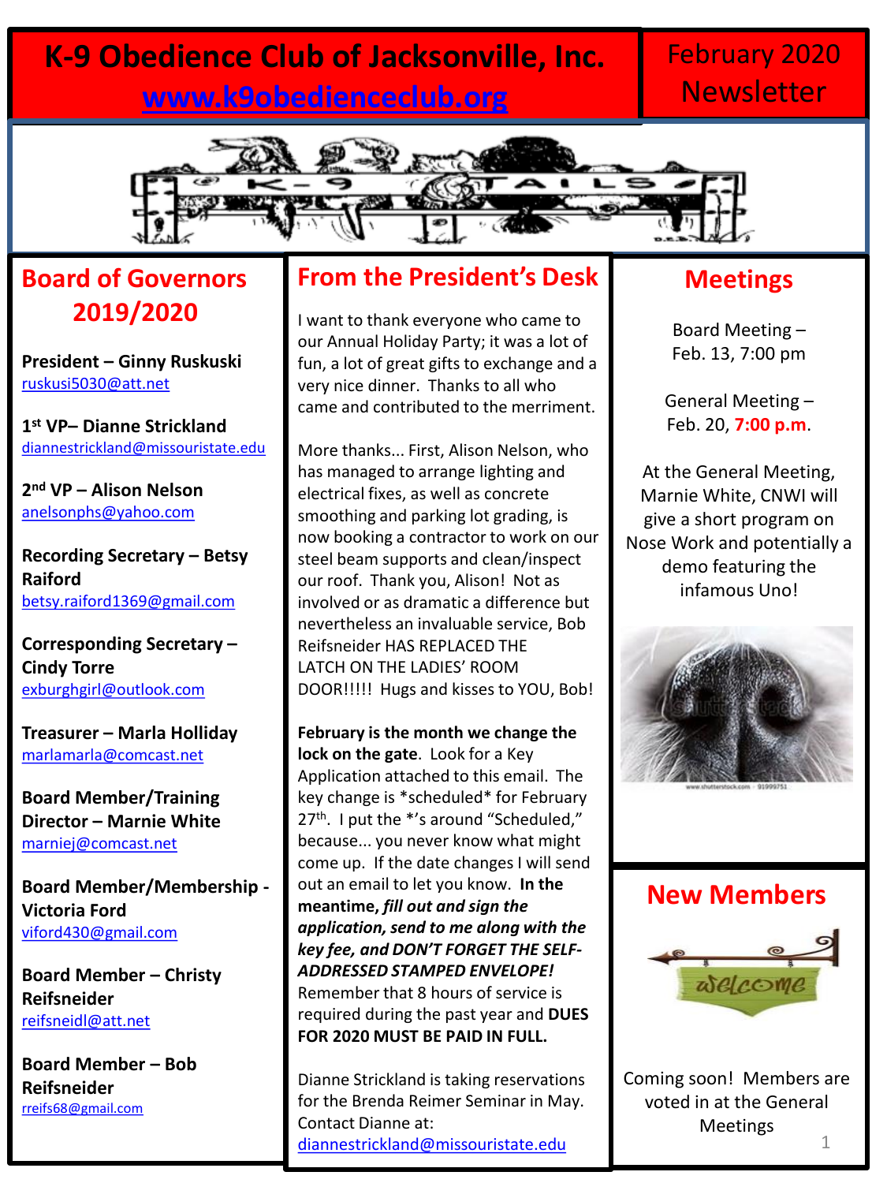# K-9 Obedience Club of Jacksonville, Inc.

www.k9obedienceclub.org

February 2020 Newsletter

## Board of Governors 2019/2020

**President – Ginny Ruskuski**
ruskusi5030@att.net

**1st VP– Dianne Strickland**
diannestrickland@missouristate.edu

**2nd VP – Alison Nelson**
anelsonphs@yahoo.com

**Recording Secretary – Betsy Raiford**
betsy.raiford1369@gmail.com

**Corresponding Secretary – Cindy Torre**
exburghgirl@outlook.com

**Treasurer – Marla Holliday**
marlamarla@comcast.net

**Board Member/Training Director – Marnie White**
marniej@comcast.net

**Board Member/Membership - Victoria Ford**
viford430@gmail.com

**Board Member – Christy Reifsneider**
reifsneidl@att.net

**Board Member – Bob Reifsneider**
rreifs68@gmail.com

## From the President's Desk

I want to thank everyone who came to our Annual Holiday Party; it was a lot of fun, a lot of great gifts to exchange and a very nice dinner. Thanks to all who came and contributed to the merriment.

More thanks... First, Alison Nelson, who has managed to arrange lighting and electrical fixes, as well as concrete smoothing and parking lot grading, is now booking a contractor to work on our steel beam supports and clean/inspect our roof. Thank you, Alison! Not as involved or as dramatic a difference but nevertheless an invaluable service, Bob Reifsneider HAS REPLACED THE LATCH ON THE LADIES' ROOM DOOR!!!!! Hugs and kisses to YOU, Bob!

**February is the month we change the lock on the gate**. Look for a Key Application attached to this email. The key change is *scheduled* for February 27th. I put the *'s around "Scheduled," because... you never know what might come up. If the date changes I will send out an email to let you know. **In the meantime, *fill out and sign the application, send to me along with the key fee, and DON'T FORGET THE SELF-ADDRESSED STAMPED ENVELOPE!*** Remember that 8 hours of service is required during the past year and **DUES FOR 2020 MUST BE PAID IN FULL.**

Dianne Strickland is taking reservations for the Brenda Reimer Seminar in May. Contact Dianne at: diannestrickland@missouristate.edu

## Meetings

Board Meeting – Feb. 13, 7:00 pm

General Meeting – Feb. 20, **7:00 p.m**.

At the General Meeting, Marnie White, CNWI will give a short program on Nose Work and potentially a demo featuring the infamous Uno!

## New Members

Coming soon! Members are voted in at the General Meetings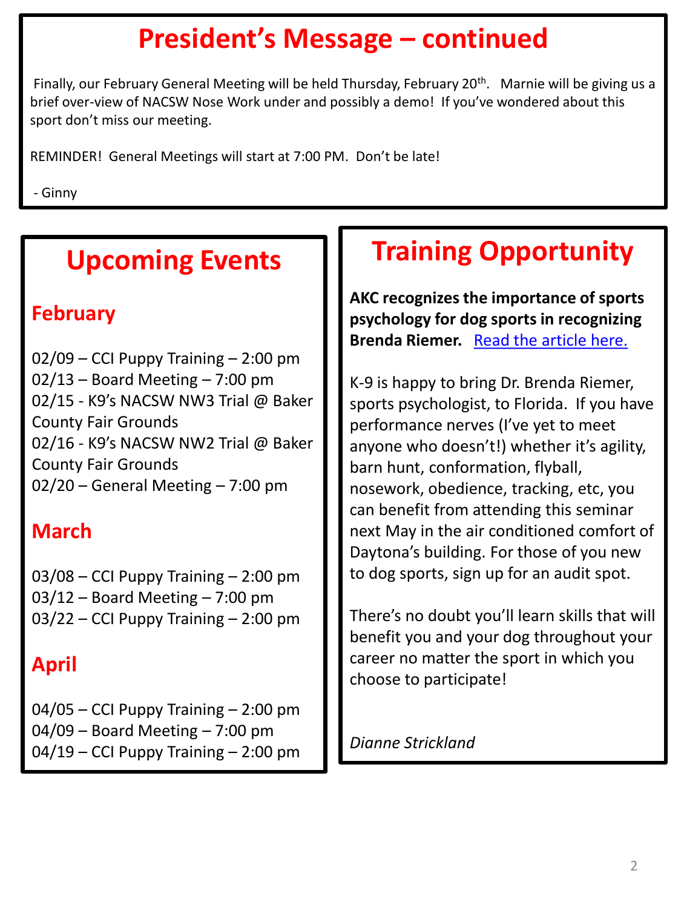# President's Message – continued

Finally, our February General Meeting will be held Thursday, February 20th. Marnie will be giving us a brief over-view of NACSW Nose Work under and possibly a demo! If you've wondered about this sport don't miss our meeting.

REMINDER! General Meetings will start at 7:00 PM. Don't be late!

- Ginny

# Upcoming Events

## February

02/09 – CCI Puppy Training – 2:00 pm
02/13 – Board Meeting – 7:00 pm
02/15 - K9's NACSW NW3 Trial @ Baker County Fair Grounds
02/16 - K9's NACSW NW2 Trial @ Baker County Fair Grounds
02/20 – General Meeting – 7:00 pm

## March

03/08 – CCI Puppy Training – 2:00 pm
03/12 – Board Meeting – 7:00 pm
03/22 – CCI Puppy Training – 2:00 pm

## April

04/05 – CCI Puppy Training – 2:00 pm
04/09 – Board Meeting – 7:00 pm
04/19 – CCI Puppy Training – 2:00 pm

# Training Opportunity

**AKC recognizes the importance of sports psychology for dog sports in recognizing Brenda Riemer.** [Read the article here.]

K-9 is happy to bring Dr. Brenda Riemer, sports psychologist, to Florida. If you have performance nerves (I've yet to meet anyone who doesn't!) whether it's agility, barn hunt, conformation, flyball, nosework, obedience, tracking, etc, you can benefit from attending this seminar next May in the air conditioned comfort of Daytona's building. For those of you new to dog sports, sign up for an audit spot.

There's no doubt you'll learn skills that will benefit you and your dog throughout your career no matter the sport in which you choose to participate!

*Dianne Strickland*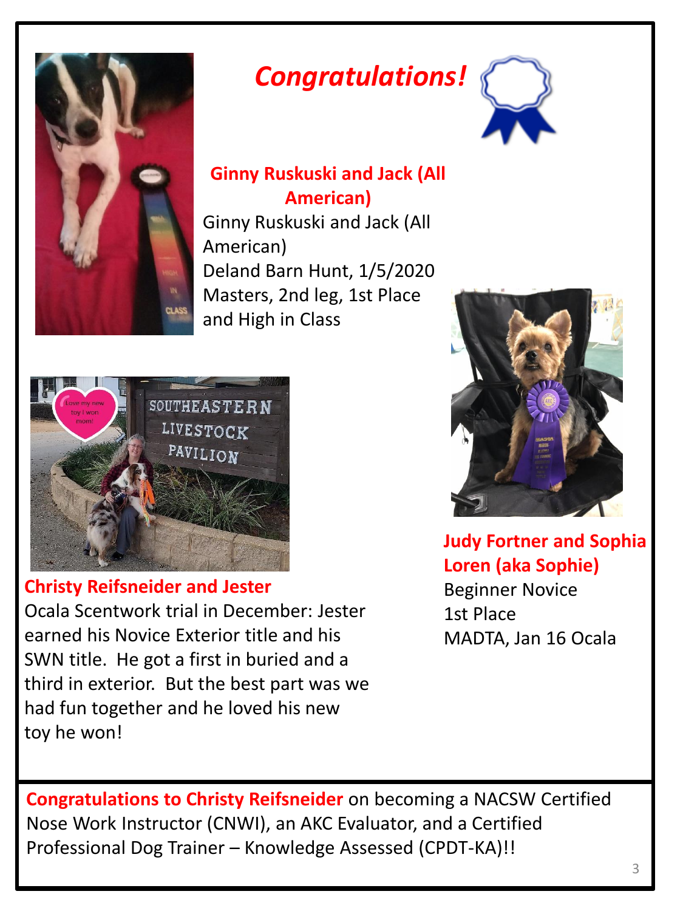# *Congratulations!*

**Ginny Ruskuski and Jack (All American)**

Ginny Ruskuski and Jack (All American)
Deland Barn Hunt, 1/5/2020
Masters, 2nd leg, 1st Place and High in Class

**Christy Reifsneider and Jester**

Ocala Scentwork trial in December: Jester earned his Novice Exterior title and his SWN title. He got a first in buried and a third in exterior. But the best part was we had fun together and he loved his new toy he won!

**Judy Fortner and Sophia Loren (aka Sophie)**

Beginner Novice
1st Place
MADTA, Jan 16 Ocala

**Congratulations to Christy Reifsneider** on becoming a NACSW Certified Nose Work Instructor (CNWI), an AKC Evaluator, and a Certified Professional Dog Trainer – Knowledge Assessed (CPDT-KA)!!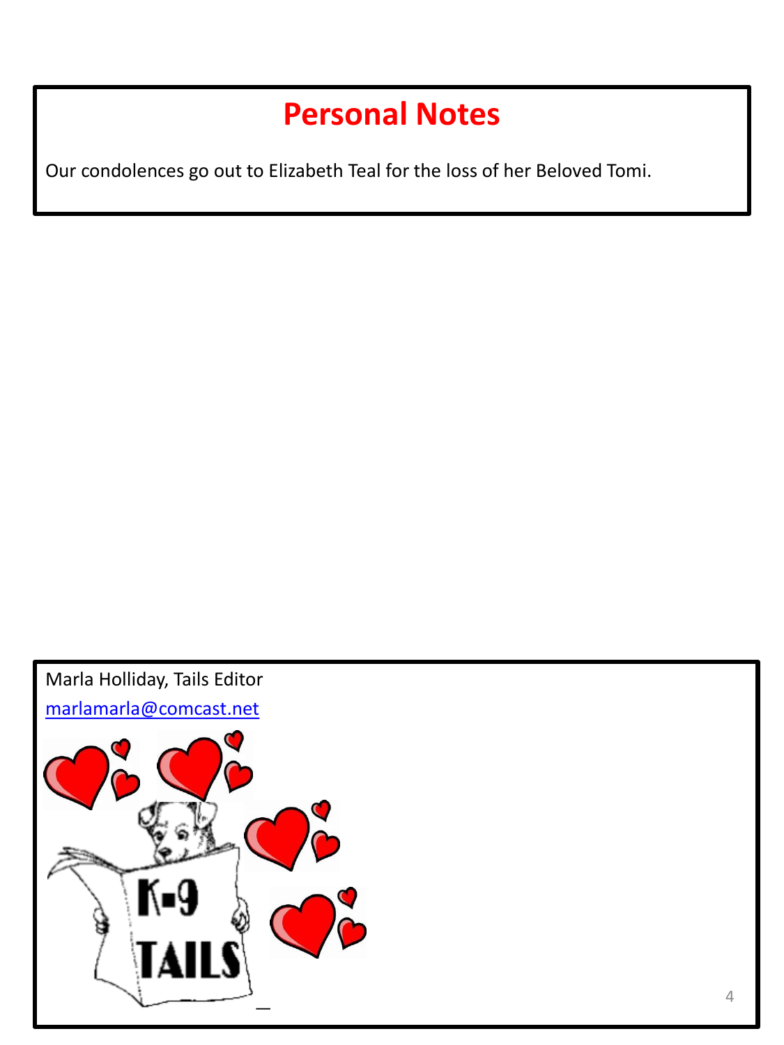# Personal Notes

Our condolences go out to Elizabeth Teal for the loss of her Beloved Tomi.

Marla Holliday, Tails Editor

marlamarla@comcast.net